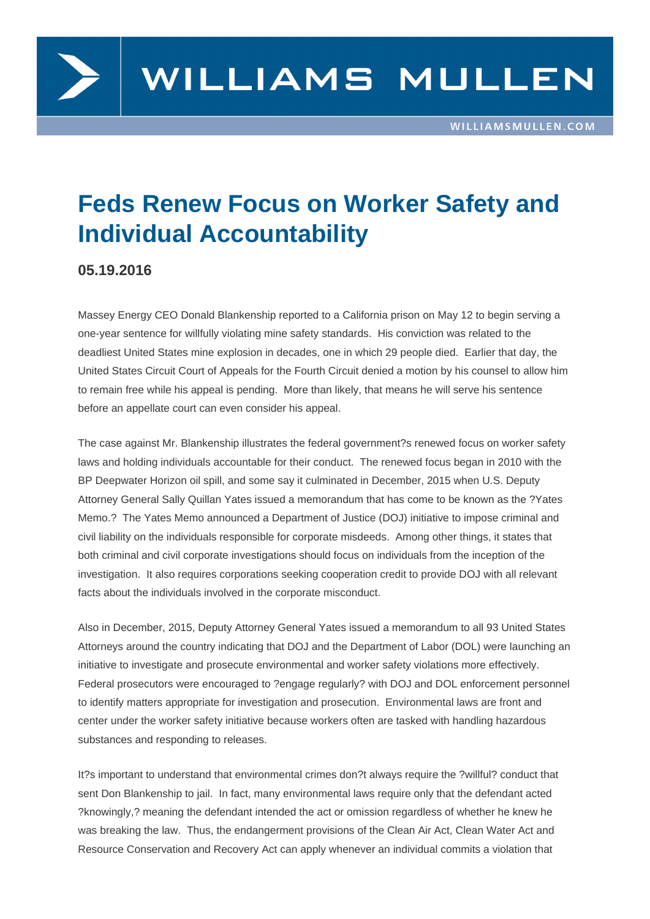WILLIAMS MULLEN

WILLIAMSMULLEN.COM

# Feds Renew Focus on Worker Safety and Individual Accountability

**05.19.2016**

Massey Energy CEO Donald Blankenship reported to a California prison on May 12 to begin serving a one-year sentence for willfully violating mine safety standards. His conviction was related to the deadliest United States mine explosion in decades, one in which 29 people died. Earlier that day, the United States Circuit Court of Appeals for the Fourth Circuit denied a motion by his counsel to allow him to remain free while his appeal is pending. More than likely, that means he will serve his sentence before an appellate court can even consider his appeal.

The case against Mr. Blankenship illustrates the federal government?s renewed focus on worker safety laws and holding individuals accountable for their conduct. The renewed focus began in 2010 with the BP Deepwater Horizon oil spill, and some say it culminated in December, 2015 when U.S. Deputy Attorney General Sally Quillan Yates issued a memorandum that has come to be known as the ?Yates Memo.? The Yates Memo announced a Department of Justice (DOJ) initiative to impose criminal and civil liability on the individuals responsible for corporate misdeeds. Among other things, it states that both criminal and civil corporate investigations should focus on individuals from the inception of the investigation. It also requires corporations seeking cooperation credit to provide DOJ with all relevant facts about the individuals involved in the corporate misconduct.

Also in December, 2015, Deputy Attorney General Yates issued a memorandum to all 93 United States Attorneys around the country indicating that DOJ and the Department of Labor (DOL) were launching an initiative to investigate and prosecute environmental and worker safety violations more effectively. Federal prosecutors were encouraged to ?engage regularly? with DOJ and DOL enforcement personnel to identify matters appropriate for investigation and prosecution. Environmental laws are front and center under the worker safety initiative because workers often are tasked with handling hazardous substances and responding to releases.

It?s important to understand that environmental crimes don?t always require the ?willful? conduct that sent Don Blankenship to jail. In fact, many environmental laws require only that the defendant acted ?knowingly,? meaning the defendant intended the act or omission regardless of whether he knew he was breaking the law. Thus, the endangerment provisions of the Clean Air Act, Clean Water Act and Resource Conservation and Recovery Act can apply whenever an individual commits a violation that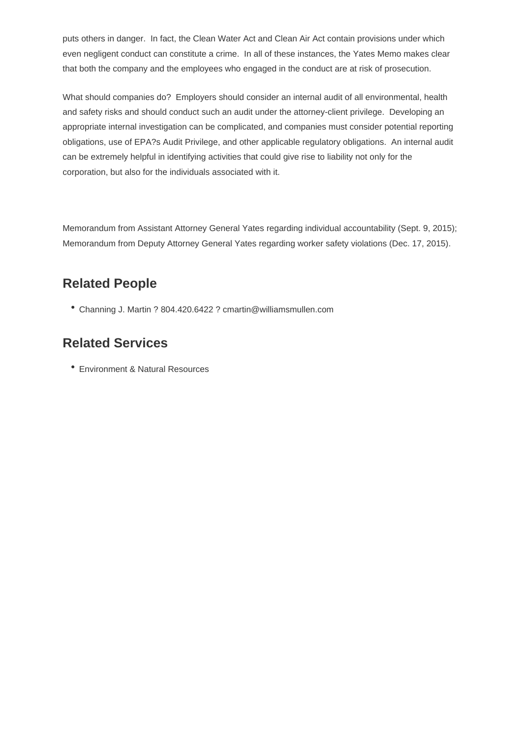puts others in danger. In fact, the Clean Water Act and Clean Air Act contain provisions under which even negligent conduct can constitute a crime. In all of these instances, the Yates Memo makes clear that both the company and the employees who engaged in the conduct are at risk of prosecution.

What should companies do? Employers should consider an internal audit of all environmental, health and safety risks and should conduct such an audit under the attorney-client privilege. Developing an appropriate internal investigation can be complicated, and companies must consider potential reporting obligations, use of EPA?s Audit Privilege, and other applicable regulatory obligations. An internal audit can be extremely helpful in identifying activities that could give rise to liability not only for the corporation, but also for the individuals associated with it.

Memorandum from Assistant Attorney General Yates regarding individual accountability (Sept. 9, 2015); Memorandum from Deputy Attorney General Yates regarding worker safety violations (Dec. 17, 2015).

## Related People

- Channing J. Martin ? 804.420.6422 ? cmartin@williamsmullen.com

## Related Services

- Environment & Natural Resources